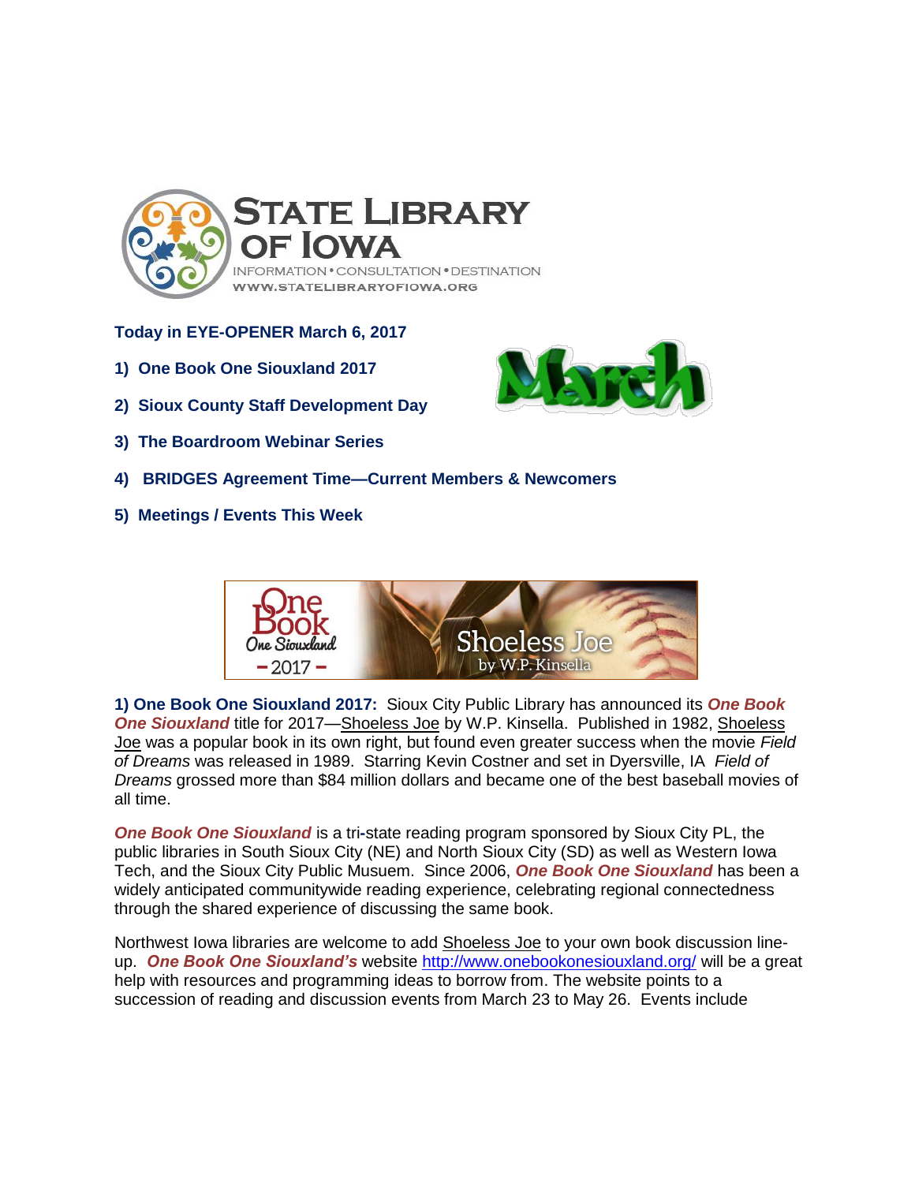STATE LIBRARY OF IOWA

INFORMATION • CONSULTATION • DESTINATION

WWW.STATELIBRARYOFIOWA.ORG

**Today in EYE-OPENER March 6, 2017**

**1) One Book One Siouxland 2017**

**2) Sioux County Staff Development Day**

**3) The Boardroom Webinar Series**

**4) BRIDGES Agreement Time—Current Members & Newcomers**

**5) Meetings / Events This Week**

**1) One Book One Siouxland 2017:** Sioux City Public Library has announced its ***One Book One Siouxland*** title for 2017—Shoeless Joe by W.P. Kinsella. Published in 1982, Shoeless Joe was a popular book in its own right, but found even greater success when the movie *Field of Dreams* was released in 1989. Starring Kevin Costner and set in Dyersville, IA *Field of Dreams* grossed more than $84 million dollars and became one of the best baseball movies of all time.

***One Book One Siouxland*** is a tri-state reading program sponsored by Sioux City PL, the public libraries in South Sioux City (NE) and North Sioux City (SD) as well as Western Iowa Tech, and the Sioux City Public Musuem. Since 2006, ***One Book One Siouxland*** has been a widely anticipated communitywide reading experience, celebrating regional connectedness through the shared experience of discussing the same book.

Northwest Iowa libraries are welcome to add Shoeless Joe to your own book discussion line-up. ***One Book One Siouxland's*** website http://www.onebookonesiouxland.org/ will be a great help with resources and programming ideas to borrow from. The website points to a succession of reading and discussion events from March 23 to May 26. Events include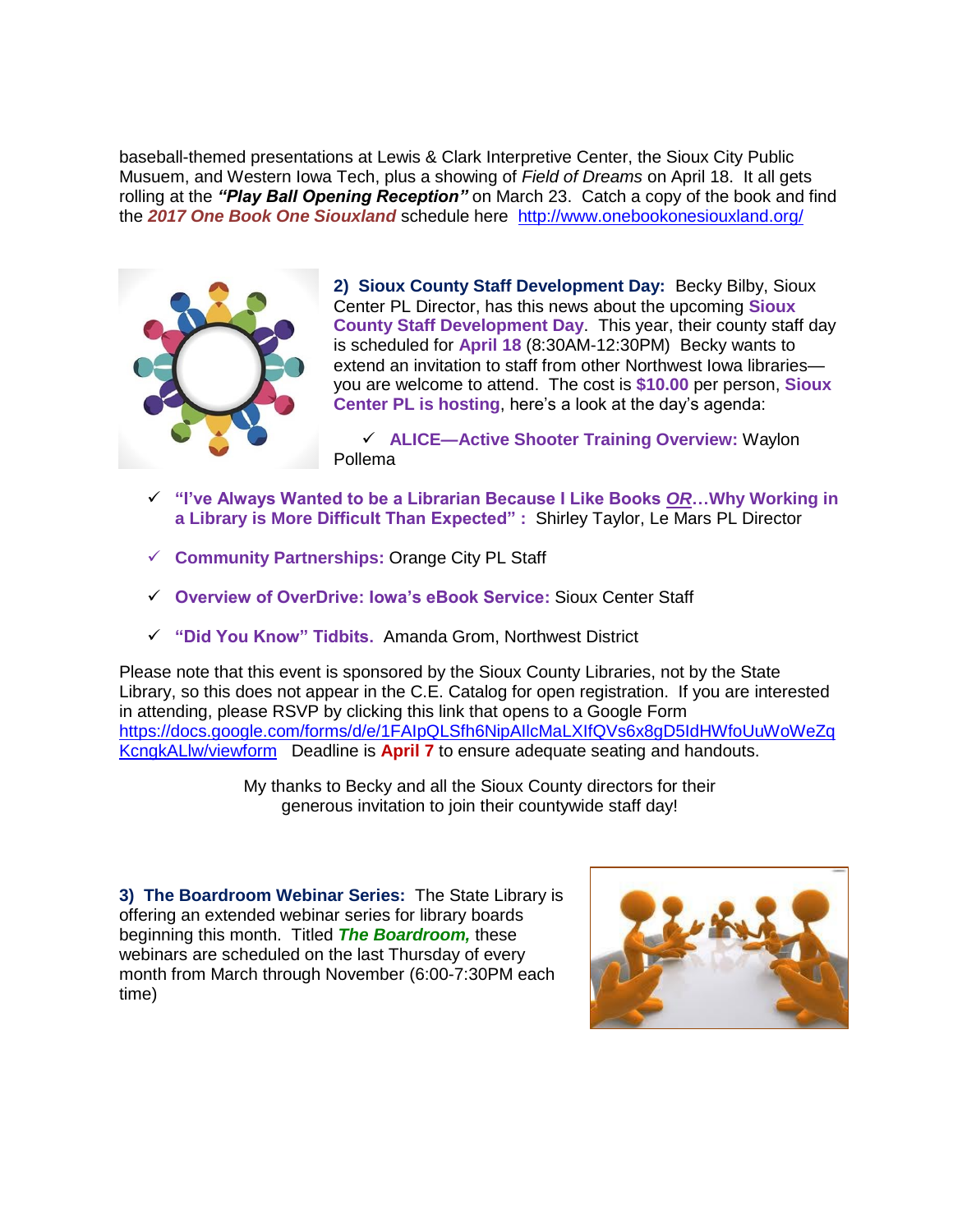baseball-themed presentations at Lewis & Clark Interpretive Center, the Sioux City Public Musuem, and Western Iowa Tech, plus a showing of *Field of Dreams* on April 18. It all gets rolling at the ***"Play Ball Opening Reception"*** on March 23. Catch a copy of the book and find the ***2017 One Book One Siouxland*** schedule here http://www.onebookonesiouxland.org/

**2) Sioux County Staff Development Day:** Becky Bilby, Sioux Center PL Director, has this news about the upcoming **Sioux County Staff Development Day**. This year, their county staff day is scheduled for **April 18** (8:30AM-12:30PM) Becky wants to extend an invitation to staff from other Northwest Iowa libraries—you are welcome to attend. The cost is **$10.00** per person, **Sioux Center PL is hosting**, here's a look at the day's agenda:

- ✓ **ALICE—Active Shooter Training Overview:** Waylon Pollema
- ✓ **"I've Always Wanted to be a Librarian Because I Like Books *OR*…Why Working in a Library is More Difficult Than Expected" :** Shirley Taylor, Le Mars PL Director
- ✓ **Community Partnerships:** Orange City PL Staff
- ✓ **Overview of OverDrive: Iowa's eBook Service:** Sioux Center Staff
- ✓ **"Did You Know" Tidbits.** Amanda Grom, Northwest District

Please note that this event is sponsored by the Sioux County Libraries, not by the State Library, so this does not appear in the C.E. Catalog for open registration. If you are interested in attending, please RSVP by clicking this link that opens to a Google Form https://docs.google.com/forms/d/e/1FAIpQLSfh6NipAIlcMaLXIfQVs6x8gD5IdHWfoUuWoWeZqKcngkALlw/viewform Deadline is **April 7** to ensure adequate seating and handouts.

My thanks to Becky and all the Sioux County directors for their generous invitation to join their countywide staff day!

**3) The Boardroom Webinar Series:** The State Library is offering an extended webinar series for library boards beginning this month. Titled ***The Boardroom,*** these webinars are scheduled on the last Thursday of every month from March through November (6:00-7:30PM each time)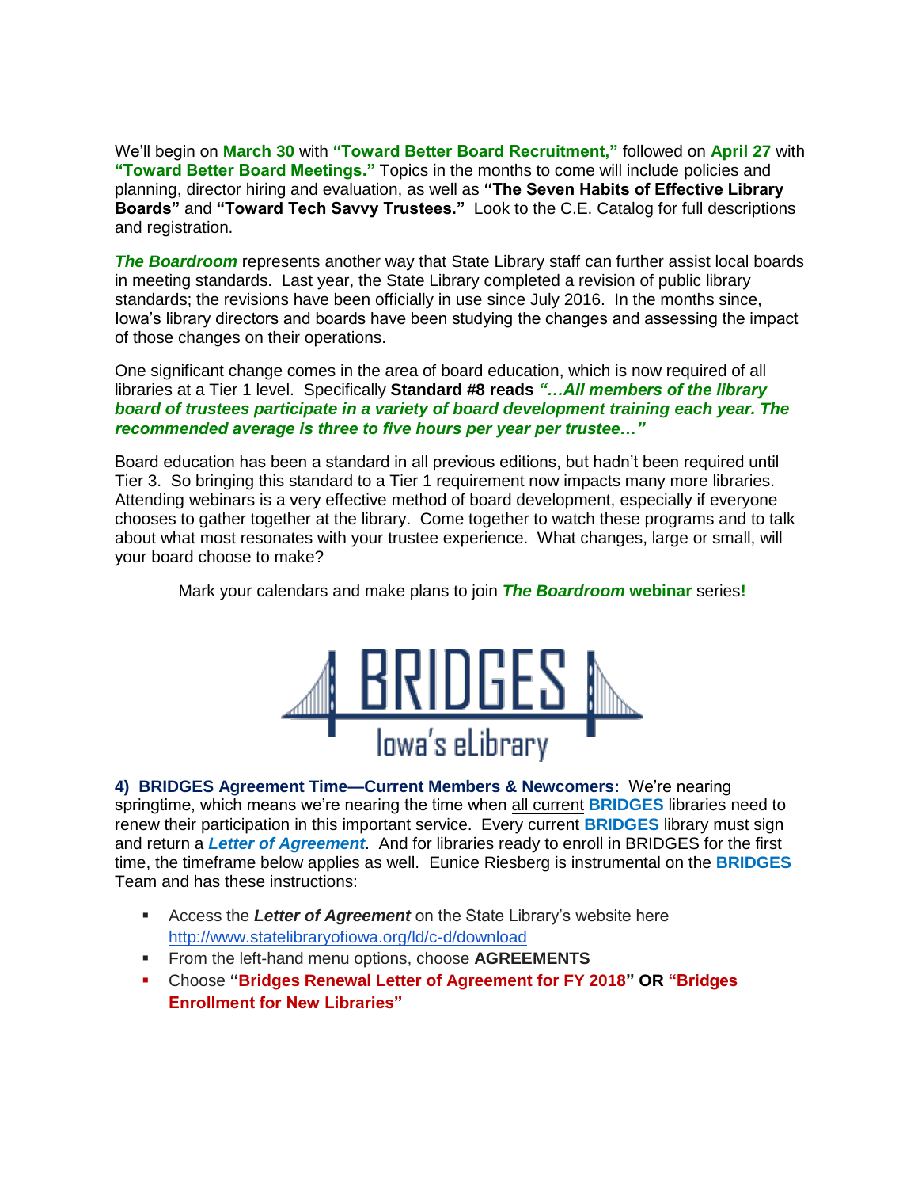We'll begin on **March 30** with **"Toward Better Board Recruitment,"** followed on **April 27** with **"Toward Better Board Meetings."** Topics in the months to come will include policies and planning, director hiring and evaluation, as well as **"The Seven Habits of Effective Library Boards"** and **"Toward Tech Savvy Trustees."** Look to the C.E. Catalog for full descriptions and registration.

***The Boardroom*** represents another way that State Library staff can further assist local boards in meeting standards. Last year, the State Library completed a revision of public library standards; the revisions have been officially in use since July 2016. In the months since, Iowa's library directors and boards have been studying the changes and assessing the impact of those changes on their operations.

One significant change comes in the area of board education, which is now required of all libraries at a Tier 1 level. Specifically **Standard #8 reads** ***"…All members of the library board of trustees participate in a variety of board development training each year. The recommended average is three to five hours per year per trustee…"***

Board education has been a standard in all previous editions, but hadn't been required until Tier 3. So bringing this standard to a Tier 1 requirement now impacts many more libraries. Attending webinars is a very effective method of board development, especially if everyone chooses to gather together at the library. Come together to watch these programs and to talk about what most resonates with your trustee experience. What changes, large or small, will your board choose to make?

Mark your calendars and make plans to join ***The Boardroom*** **webinar** series**!**

BRIDGES Iowa's eLibrary

**4) BRIDGES Agreement Time—Current Members & Newcomers:** We're nearing springtime, which means we're nearing the time when all current **BRIDGES** libraries need to renew their participation in this important service. Every current **BRIDGES** library must sign and return a ***Letter of Agreement***. And for libraries ready to enroll in BRIDGES for the first time, the timeframe below applies as well. Eunice Riesberg is instrumental on the **BRIDGES** Team and has these instructions:

- Access the ***Letter of Agreement*** on the State Library's website here http://www.statelibraryofiowa.org/ld/c-d/download
- From the left-hand menu options, choose **AGREEMENTS**
- Choose **"Bridges Renewal Letter of Agreement for FY 2018" OR "Bridges Enrollment for New Libraries"**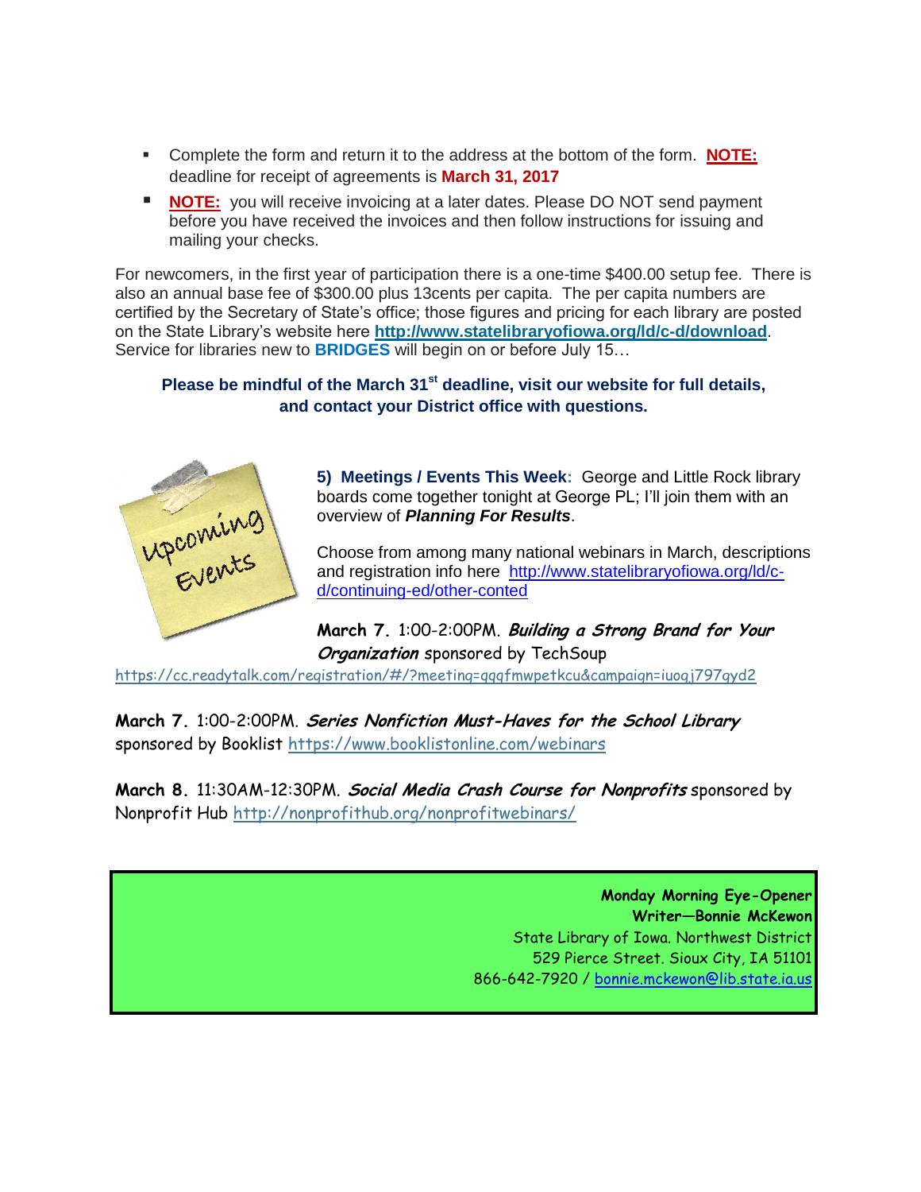- Complete the form and return it to the address at the bottom of the form. **NOTE:** deadline for receipt of agreements is **March 31, 2017**
- **NOTE:** you will receive invoicing at a later dates. Please DO NOT send payment before you have received the invoices and then follow instructions for issuing and mailing your checks.

For newcomers, in the first year of participation there is a one-time $400.00 setup fee. There is also an annual base fee of $300.00 plus 13cents per capita. The per capita numbers are certified by the Secretary of State's office; those figures and pricing for each library are posted on the State Library's website here **http://www.statelibraryofiowa.org/ld/c-d/download**. Service for libraries new to **BRIDGES** will begin on or before July 15…

**Please be mindful of the March 31st deadline, visit our website for full details, and contact your District office with questions.**

Upcoming Events

**5) Meetings / Events This Week:** George and Little Rock library boards come together tonight at George PL; I'll join them with an overview of ***Planning For Results***.

Choose from among many national webinars in March, descriptions and registration info here http://www.statelibraryofiowa.org/ld/c-d/continuing-ed/other-conted

**March 7.** 1:00-2:00PM. ***Building a Strong Brand for Your Organization*** sponsored by TechSoup https://cc.readytalk.com/registration/#/?meeting=qqqfmwpetkcu&campaign=iuoqj797qyd2

**March 7.** 1:00-2:00PM. ***Series Nonfiction Must-Haves for the School Library*** sponsored by Booklist https://www.booklistonline.com/webinars

**March 8.** 11:30AM-12:30PM. ***Social Media Crash Course for Nonprofits*** sponsored by Nonprofit Hub http://nonprofithub.org/nonprofitwebinars/

**Monday Morning Eye-Opener**
**Writer—Bonnie McKewon**
State Library of Iowa. Northwest District
529 Pierce Street. Sioux City, IA 51101
866-642-7920 / bonnie.mckewon@lib.state.ia.us